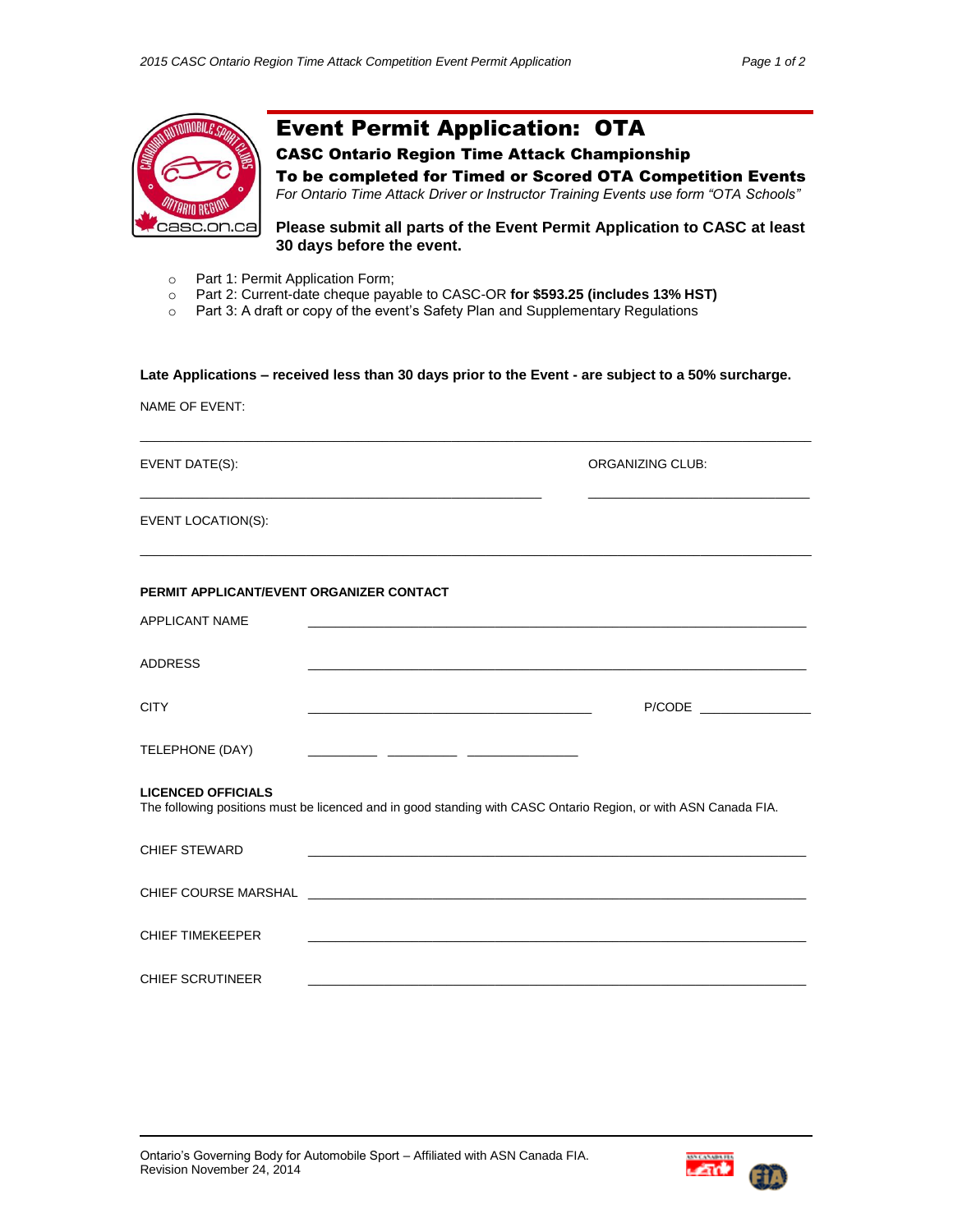# Event Permit Application: OTA

### CASC Ontario Region Time Attack Championship

### To be completed for Timed or Scored OTA Competition Events

*For Ontario Time Attack Driver or Instructor Training Events use form "OTA Schools"*

**Please submit all parts of the Event Permit Application to CASC at least 30 days before the event.**

- Part 1: Permit Application Form;
- Part 2: Current-date cheque payable to CASC-OR **for $593.25 (includes 13% HST)**
- Part 3: A draft or copy of the event's Safety Plan and Supplementary Regulations

**Late Applications – received less than 30 days prior to the Event - are subject to a 50% surcharge.**

NAME OF EVENT: ______________________________________________

EVENT DATE(S): ______________________________ ORGANIZING CLUB: ______________________

EVENT LOCATION(S): ______________________________________________

**PERMIT APPLICANT/EVENT ORGANIZER CONTACT**

APPLICANT NAME ______________________________________________

ADDRESS ______________________________________________

CITY ______________________________ P/CODE ______________

TELEPHONE (DAY) ________ ________ ____________

**LICENCED OFFICIALS**

The following positions must be licenced and in good standing with CASC Ontario Region, or with ASN Canada FIA.

CHIEF STEWARD ______________________________________________

CHIEF COURSE MARSHAL ______________________________________________

CHIEF TIMEKEEPER ______________________________________________

CHIEF SCRUTINEER ______________________________________________

Ontario's Governing Body for Automobile Sport – Affiliated with ASN Canada FIA.
Revision November 24, 2014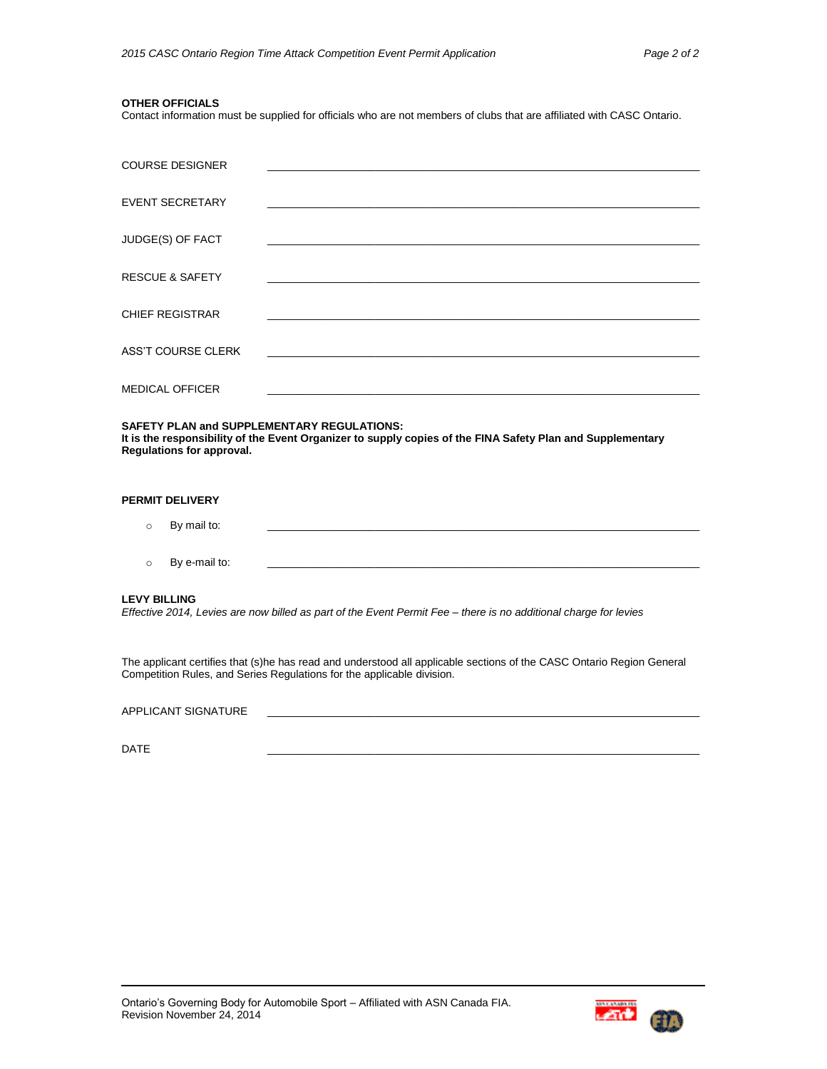**OTHER OFFICIALS**

Contact information must be supplied for officials who are not members of clubs that are affiliated with CASC Ontario.

COURSE DESIGNER \_\_\_\_\_\_\_\_\_\_\_\_\_\_\_\_\_\_\_\_\_\_\_\_\_\_\_\_\_\_\_\_\_\_\_\_\_\_\_\_

EVENT SECRETARY \_\_\_\_\_\_\_\_\_\_\_\_\_\_\_\_\_\_\_\_\_\_\_\_\_\_\_\_\_\_\_\_\_\_\_\_\_\_\_\_

JUDGE(S) OF FACT \_\_\_\_\_\_\_\_\_\_\_\_\_\_\_\_\_\_\_\_\_\_\_\_\_\_\_\_\_\_\_\_\_\_\_\_\_\_\_\_

RESCUE & SAFETY \_\_\_\_\_\_\_\_\_\_\_\_\_\_\_\_\_\_\_\_\_\_\_\_\_\_\_\_\_\_\_\_\_\_\_\_\_\_\_\_

CHIEF REGISTRAR \_\_\_\_\_\_\_\_\_\_\_\_\_\_\_\_\_\_\_\_\_\_\_\_\_\_\_\_\_\_\_\_\_\_\_\_\_\_\_\_

ASS'T COURSE CLERK \_\_\_\_\_\_\_\_\_\_\_\_\_\_\_\_\_\_\_\_\_\_\_\_\_\_\_\_\_\_\_\_\_\_\_\_\_\_\_\_

MEDICAL OFFICER \_\_\_\_\_\_\_\_\_\_\_\_\_\_\_\_\_\_\_\_\_\_\_\_\_\_\_\_\_\_\_\_\_\_\_\_\_\_\_\_

**SAFETY PLAN and SUPPLEMENTARY REGULATIONS:**
**It is the responsibility of the Event Organizer to supply copies of the FINA Safety Plan and Supplementary Regulations for approval.**

**PERMIT DELIVERY**

- By mail to: \_\_\_\_\_\_\_\_\_\_\_\_\_\_\_\_\_\_\_\_\_\_\_\_\_\_\_\_\_\_\_\_\_\_\_\_\_\_\_\_
- By e-mail to: \_\_\_\_\_\_\_\_\_\_\_\_\_\_\_\_\_\_\_\_\_\_\_\_\_\_\_\_\_\_\_\_\_\_\_\_\_\_\_\_

**LEVY BILLING**

*Effective 2014, Levies are now billed as part of the Event Permit Fee – there is no additional charge for levies*

The applicant certifies that (s)he has read and understood all applicable sections of the CASC Ontario Region General Competition Rules, and Series Regulations for the applicable division.

APPLICANT SIGNATURE \_\_\_\_\_\_\_\_\_\_\_\_\_\_\_\_\_\_\_\_\_\_\_\_\_\_\_\_\_\_\_\_\_\_\_\_\_\_\_\_

DATE \_\_\_\_\_\_\_\_\_\_\_\_\_\_\_\_\_\_\_\_\_\_\_\_\_\_\_\_\_\_\_\_\_\_\_\_\_\_\_\_

Ontario's Governing Body for Automobile Sport – Affiliated with ASN Canada FIA.
Revision November 24, 2014